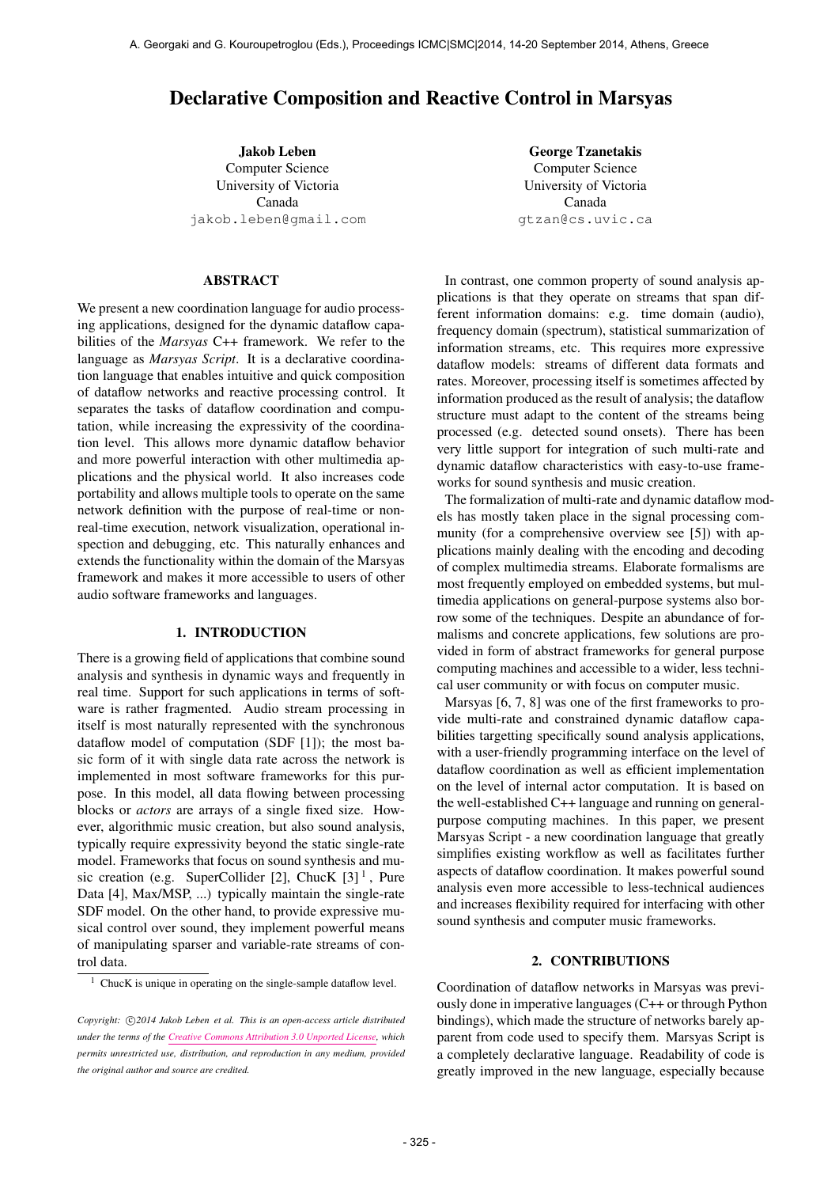# Declarative Composition and Reactive Control in Marsyas

**Jakob Leben**
Computer Science
University of Victoria
Canada
jakob.leben@gmail.com

**George Tzanetakis**
Computer Science
University of Victoria
Canada
gtzan@cs.uvic.ca

## ABSTRACT

We present a new coordination language for audio processing applications, designed for the dynamic dataflow capabilities of the *Marsyas* C++ framework. We refer to the language as *Marsyas Script*. It is a declarative coordination language that enables intuitive and quick composition of dataflow networks and reactive processing control. It separates the tasks of dataflow coordination and computation, while increasing the expressivity of the coordination level. This allows more dynamic dataflow behavior and more powerful interaction with other multimedia applications and the physical world. It also increases code portability and allows multiple tools to operate on the same network definition with the purpose of real-time or non-real-time execution, network visualization, operational inspection and debugging, etc. This naturally enhances and extends the functionality within the domain of the Marsyas framework and makes it more accessible to users of other audio software frameworks and languages.

## 1. INTRODUCTION

There is a growing field of applications that combine sound analysis and synthesis in dynamic ways and frequently in real time. Support for such applications in terms of software is rather fragmented. Audio stream processing in itself is most naturally represented with the synchronous dataflow model of computation (SDF [1]); the most basic form of it with single data rate across the network is implemented in most software frameworks for this purpose. In this model, all data flowing between processing blocks or *actors* are arrays of a single fixed size. However, algorithmic music creation, but also sound analysis, typically require expressivity beyond the static single-rate model. Frameworks that focus on sound synthesis and music creation (e.g. SuperCollider [2], ChucK [3] [1], Pure Data [4], Max/MSP, ...) typically maintain the single-rate SDF model. On the other hand, to provide expressive musical control over sound, they implement powerful means of manipulating sparser and variable-rate streams of control data.

In contrast, one common property of sound analysis applications is that they operate on streams that span different information domains: e.g. time domain (audio), frequency domain (spectrum), statistical summarization of information streams, etc. This requires more expressive dataflow models: streams of different data formats and rates. Moreover, processing itself is sometimes affected by information produced as the result of analysis; the dataflow structure must adapt to the content of the streams being processed (e.g. detected sound onsets). There has been very little support for integration of such multi-rate and dynamic dataflow characteristics with easy-to-use frameworks for sound synthesis and music creation.

The formalization of multi-rate and dynamic dataflow models has mostly taken place in the signal processing community (for a comprehensive overview see [5]) with applications mainly dealing with the encoding and decoding of complex multimedia streams. Elaborate formalisms are most frequently employed on embedded systems, but multimedia applications on general-purpose systems also borrow some of the techniques. Despite an abundance of formalisms and concrete applications, few solutions are provided in form of abstract frameworks for general purpose computing machines and accessible to a wider, less technical user community or with focus on computer music.

Marsyas [6, 7, 8] was one of the first frameworks to provide multi-rate and constrained dynamic dataflow capabilities targetting specifically sound analysis applications, with a user-friendly programming interface on the level of dataflow coordination as well as efficient implementation on the level of internal actor computation. It is based on the well-established C++ language and running on general-purpose computing machines. In this paper, we present Marsyas Script - a new coordination language that greatly simplifies existing workflow as well as facilitates further aspects of dataflow coordination. It makes powerful sound analysis even more accessible to less-technical audiences and increases flexibility required for interfacing with other sound synthesis and computer music frameworks.

## 2. CONTRIBUTIONS

Coordination of dataflow networks in Marsyas was previously done in imperative languages (C++ or through Python bindings), which made the structure of networks barely apparent from code used to specify them. Marsyas Script is a completely declarative language. Readability of code is greatly improved in the new language, especially because

[1] ChucK is unique in operating on the single-sample dataflow level.

*Copyright: ©2014 Jakob Leben et al. This is an open-access article distributed under the terms of the Creative Commons Attribution 3.0 Unported License, which permits unrestricted use, distribution, and reproduction in any medium, provided the original author and source are credited.*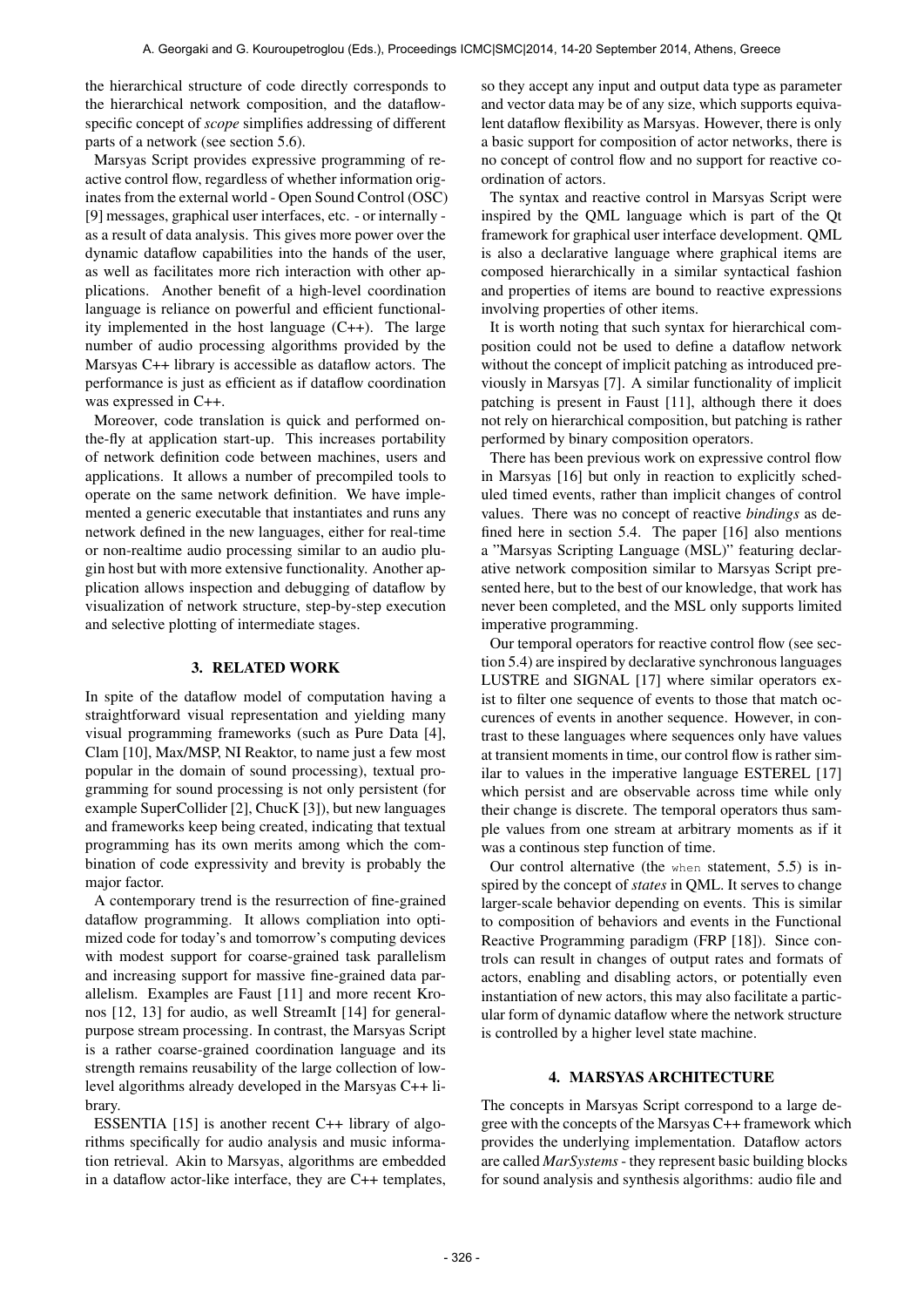the hierarchical structure of code directly corresponds to the hierarchical network composition, and the dataflow-specific concept of *scope* simplifies addressing of different parts of a network (see section 5.6).

Marsyas Script provides expressive programming of reactive control flow, regardless of whether information originates from the external world - Open Sound Control (OSC) [9] messages, graphical user interfaces, etc. - or internally - as a result of data analysis. This gives more power over the dynamic dataflow capabilities into the hands of the user, as well as facilitates more rich interaction with other applications. Another benefit of a high-level coordination language is reliance on powerful and efficient functionality implemented in the host language (C++). The large number of audio processing algorithms provided by the Marsyas C++ library is accessible as dataflow actors. The performance is just as efficient as if dataflow coordination was expressed in C++.

Moreover, code translation is quick and performed on-the-fly at application start-up. This increases portability of network definition code between machines, users and applications. It allows a number of precompiled tools to operate on the same network definition. We have implemented a generic executable that instantiates and runs any network defined in the new languages, either for real-time or non-realtime audio processing similar to an audio plugin host but with more extensive functionality. Another application allows inspection and debugging of dataflow by visualization of network structure, step-by-step execution and selective plotting of intermediate stages.

## 3. RELATED WORK

In spite of the dataflow model of computation having a straightforward visual representation and yielding many visual programming frameworks (such as Pure Data [4], Clam [10], Max/MSP, NI Reaktor, to name just a few most popular in the domain of sound processing), textual programming for sound processing is not only persistent (for example SuperCollider [2], ChucK [3]), but new languages and frameworks keep being created, indicating that textual programming has its own merits among which the combination of code expressivity and brevity is probably the major factor.

A contemporary trend is the resurrection of fine-grained dataflow programming. It allows compliation into optimized code for today's and tomorrow's computing devices with modest support for coarse-grained task parallelism and increasing support for massive fine-grained data parallelism. Examples are Faust [11] and more recent Kronos [12, 13] for audio, as well StreamIt [14] for general-purpose stream processing. In contrast, the Marsyas Script is a rather coarse-grained coordination language and its strength remains reusability of the large collection of low-level algorithms already developed in the Marsyas C++ library.

ESSENTIA [15] is another recent C++ library of algorithms specifically for audio analysis and music information retrieval. Akin to Marsyas, algorithms are embedded in a dataflow actor-like interface, they are C++ templates, so they accept any input and output data type as parameter and vector data may be of any size, which supports equivalent dataflow flexibility as Marsyas. However, there is only a basic support for composition of actor networks, there is no concept of control flow and no support for reactive coordination of actors.

The syntax and reactive control in Marsyas Script were inspired by the QML language which is part of the Qt framework for graphical user interface development. QML is also a declarative language where graphical items are composed hierarchically in a similar syntactical fashion and properties of items are bound to reactive expressions involving properties of other items.

It is worth noting that such syntax for hierarchical composition could not be used to define a dataflow network without the concept of implicit patching as introduced previously in Marsyas [7]. A similar functionality of implicit patching is present in Faust [11], although there it does not rely on hierarchical composition, but patching is rather performed by binary composition operators.

There has been previous work on expressive control flow in Marsyas [16] but only in reaction to explicitly scheduled timed events, rather than implicit changes of control values. There was no concept of reactive *bindings* as defined here in section 5.4. The paper [16] also mentions a "Marsyas Scripting Language (MSL)" featuring declarative network composition similar to Marsyas Script presented here, but to the best of our knowledge, that work has never been completed, and the MSL only supports limited imperative programming.

Our temporal operators for reactive control flow (see section 5.4) are inspired by declarative synchronous languages LUSTRE and SIGNAL [17] where similar operators exist to filter one sequence of events to those that match occurences of events in another sequence. However, in contrast to these languages where sequences only have values at transient moments in time, our control flow is rather similar to values in the imperative language ESTEREL [17] which persist and are observable across time while only their change is discrete. The temporal operators thus sample values from one stream at arbitrary moments as if it was a continous step function of time.

Our control alternative (the `when` statement, 5.5) is inspired by the concept of *states* in QML. It serves to change larger-scale behavior depending on events. This is similar to composition of behaviors and events in the Functional Reactive Programming paradigm (FRP [18]). Since controls can result in changes of output rates and formats of actors, enabling and disabling actors, or potentially even instantiation of new actors, this may also facilitate a particular form of dynamic dataflow where the network structure is controlled by a higher level state machine.

## 4. MARSYAS ARCHITECTURE

The concepts in Marsyas Script correspond to a large degree with the concepts of the Marsyas C++ framework which provides the underlying implementation. Dataflow actors are called *MarSystems* - they represent basic building blocks for sound analysis and synthesis algorithms: audio file and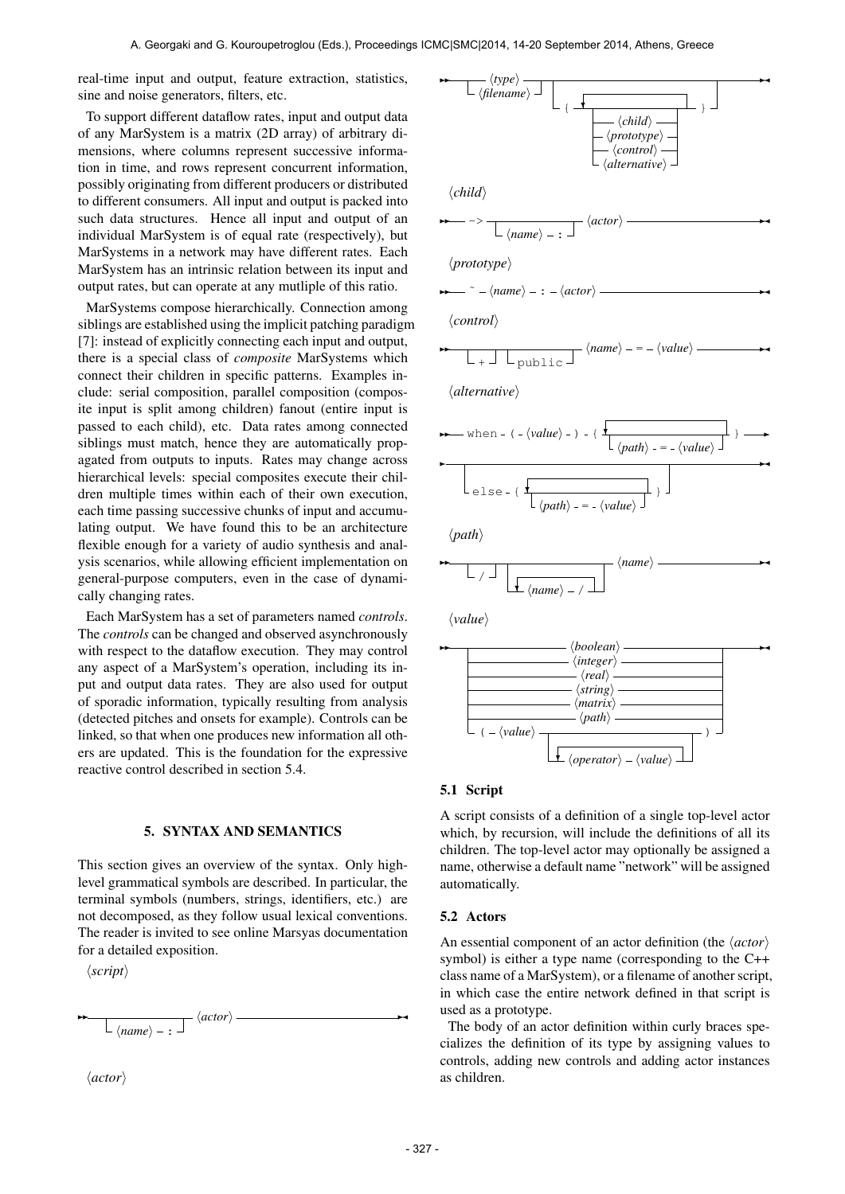real-time input and output, feature extraction, statistics, sine and noise generators, filters, etc.

To support different dataflow rates, input and output data of any MarSystem is a matrix (2D array) of arbitrary dimensions, where columns represent successive information in time, and rows represent concurrent information, possibly originating from different producers or distributed to different consumers. All input and output is packed into such data structures. Hence all input and output of an individual MarSystem is of equal rate (respectively), but MarSystems in a network may have different rates. Each MarSystem has an intrinsic relation between its input and output rates, but can operate at any mutliple of this ratio.

MarSystems compose hierarchically. Connection among siblings are established using the implicit patching paradigm [7]: instead of explicitly connecting each input and output, there is a special class of *composite* MarSystems which connect their children in specific patterns. Examples include: serial composition, parallel composition (composite input is split among children) fanout (entire input is passed to each child), etc. Data rates among connected siblings must match, hence they are automatically propagated from outputs to inputs. Rates may change across hierarchical levels: special composites execute their children multiple times within each of their own execution, each time passing successive chunks of input and accumulating output. We have found this to be an architecture flexible enough for a variety of audio synthesis and analysis scenarios, while allowing efficient implementation on general-purpose computers, even in the case of dynamically changing rates.

Each MarSystem has a set of parameters named *controls*. The *controls* can be changed and observed asynchronously with respect to the dataflow execution. They may control any aspect of a MarSystem's operation, including its input and output data rates. They are also used for output of sporadic information, typically resulting from analysis (detected pitches and onsets for example). Controls can be linked, so that when one produces new information all others are updated. This is the foundation for the expressive reactive control described in section 5.4.

## 5. SYNTAX AND SEMANTICS

This section gives an overview of the syntax. Only high-level grammatical symbols are described. In particular, the terminal symbols (numbers, strings, identifiers, etc.) are not decomposed, as they follow usual lexical conventions. The reader is invited to see online Marsyas documentation for a detailed exposition.

⟨*script*⟩

```
[ ⟨name⟩ : ] ⟨actor⟩
```

⟨*actor*⟩

```
( ⟨type⟩ | ⟨filename⟩ ) [ { { ⟨child⟩ | ⟨prototype⟩ | ⟨control⟩ | ⟨alternative⟩ } } ]
```

⟨*child*⟩

```
-> [ ⟨name⟩ : ] ⟨actor⟩
```

⟨*prototype*⟩

```
~ ⟨name⟩ : ⟨actor⟩
```

⟨*control*⟩

```
[ + ] [ public ] ⟨name⟩ = ⟨value⟩
```

⟨*alternative*⟩

```
when ( ⟨value⟩ ) { { ⟨path⟩ = ⟨value⟩ } }
[ else { { ⟨path⟩ = ⟨value⟩ } } ]
```

⟨*path*⟩

```
[ / ] [ { ⟨name⟩ / } ] ⟨name⟩
```

⟨*value*⟩

```
⟨boolean⟩ | ⟨integer⟩ | ⟨real⟩ | ⟨string⟩ | ⟨matrix⟩ | ⟨path⟩
| ( ⟨value⟩ { ⟨operator⟩ ⟨value⟩ } )
```

### 5.1 Script

A script consists of a definition of a single top-level actor which, by recursion, will include the definitions of all its children. The top-level actor may optionally be assigned a name, otherwise a default name "network" will be assigned automatically.

### 5.2 Actors

An essential component of an actor definition (the ⟨*actor*⟩ symbol) is either a type name (corresponding to the C++ class name of a MarSystem), or a filename of another script, in which case the entire network defined in that script is used as a prototype.

The body of an actor definition within curly braces specializes the definition of its type by assigning values to controls, adding new controls and adding actor instances as children.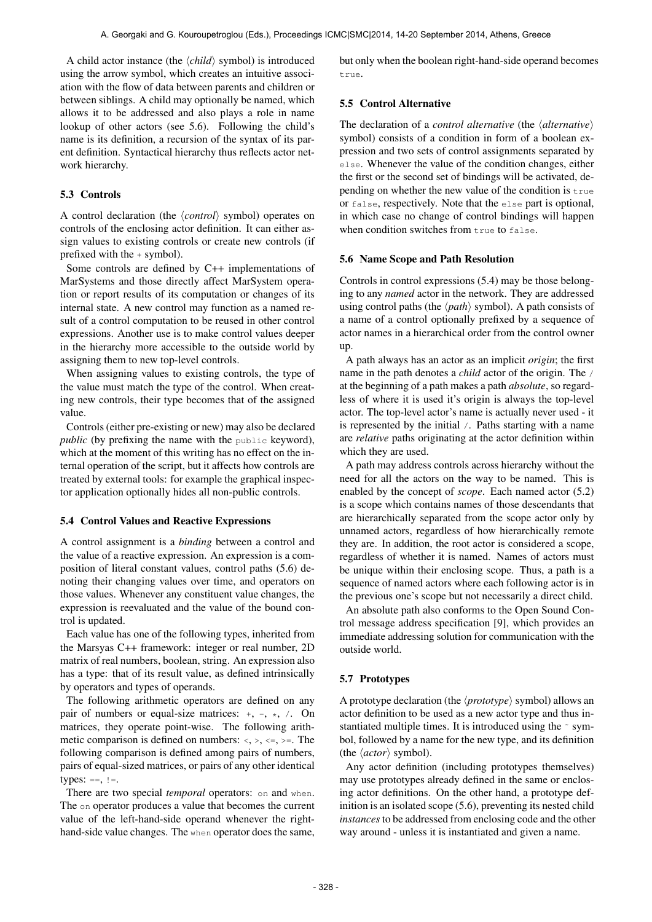A child actor instance (the ⟨*child*⟩ symbol) is introduced using the arrow symbol, which creates an intuitive association with the flow of data between parents and children or between siblings. A child may optionally be named, which allows it to be addressed and also plays a role in name lookup of other actors (see 5.6). Following the child's name is its definition, a recursion of the syntax of its parent definition. Syntactical hierarchy thus reflects actor network hierarchy.

### 5.3 Controls

A control declaration (the ⟨*control*⟩ symbol) operates on controls of the enclosing actor definition. It can either assign values to existing controls or create new controls (if prefixed with the `+` symbol).

Some controls are defined by C++ implementations of MarSystems and those directly affect MarSystem operation or report results of its computation or changes of its internal state. A new control may function as a named result of a control computation to be reused in other control expressions. Another use is to make control values deeper in the hierarchy more accessible to the outside world by assigning them to new top-level controls.

When assigning values to existing controls, the type of the value must match the type of the control. When creating new controls, their type becomes that of the assigned value.

Controls (either pre-existing or new) may also be declared *public* (by prefixing the name with the `public` keyword), which at the moment of this writing has no effect on the internal operation of the script, but it affects how controls are treated by external tools: for example the graphical inspector application optionally hides all non-public controls.

### 5.4 Control Values and Reactive Expressions

A control assignment is a *binding* between a control and the value of a reactive expression. An expression is a composition of literal constant values, control paths (5.6) denoting their changing values over time, and operators on those values. Whenever any constituent value changes, the expression is reevaluated and the value of the bound control is updated.

Each value has one of the following types, inherited from the Marsyas C++ framework: integer or real number, 2D matrix of real numbers, boolean, string. An expression also has a type: that of its result value, as defined intrinsically by operators and types of operands.

The following arithmetic operators are defined on any pair of numbers or equal-size matrices: `+`, `-`, `*`, `/`. On matrices, they operate point-wise. The following arithmetic comparison is defined on numbers: `<`, `>`, `<=`, `>=`. The following comparison is defined among pairs of numbers, pairs of equal-sized matrices, or pairs of any other identical types: `==`, `!=`.

There are two special *temporal* operators: `on` and `when`. The `on` operator produces a value that becomes the current value of the left-hand-side operand whenever the right-hand-side value changes. The `when` operator does the same, but only when the boolean right-hand-side operand becomes `true`.

### 5.5 Control Alternative

The declaration of a *control alternative* (the ⟨*alternative*⟩ symbol) consists of a condition in form of a boolean expression and two sets of control assignments separated by `else`. Whenever the value of the condition changes, either the first or the second set of bindings will be activated, depending on whether the new value of the condition is `true` or `false`, respectively. Note that the `else` part is optional, in which case no change of control bindings will happen when condition switches from `true` to `false`.

### 5.6 Name Scope and Path Resolution

Controls in control expressions (5.4) may be those belonging to any *named* actor in the network. They are addressed using control paths (the ⟨*path*⟩ symbol). A path consists of a name of a control optionally prefixed by a sequence of actor names in a hierarchical order from the control owner up.

A path always has an actor as an implicit *origin*; the first name in the path denotes a *child* actor of the origin. The `/` at the beginning of a path makes a path *absolute*, so regardless of where it is used it's origin is always the top-level actor. The top-level actor's name is actually never used - it is represented by the initial `/`. Paths starting with a name are *relative* paths originating at the actor definition within which they are used.

A path may address controls across hierarchy without the need for all the actors on the way to be named. This is enabled by the concept of *scope*. Each named actor (5.2) is a scope which contains names of those descendants that are hierarchically separated from the scope actor only by unnamed actors, regardless of how hierarchically remote they are. In addition, the root actor is considered a scope, regardless of whether it is named. Names of actors must be unique within their enclosing scope. Thus, a path is a sequence of named actors where each following actor is in the previous one's scope but not necessarily a direct child.

An absolute path also conforms to the Open Sound Control message address specification [9], which provides an immediate addressing solution for communication with the outside world.

### 5.7 Prototypes

A prototype declaration (the ⟨*prototype*⟩ symbol) allows an actor definition to be used as a new actor type and thus instantiated multiple times. It is introduced using the `~` symbol, followed by a name for the new type, and its definition (the ⟨*actor*⟩ symbol).

Any actor definition (including prototypes themselves) may use prototypes already defined in the same or enclosing actor definitions. On the other hand, a prototype definition is an isolated scope (5.6), preventing its nested child *instances* to be addressed from enclosing code and the other way around - unless it is instantiated and given a name.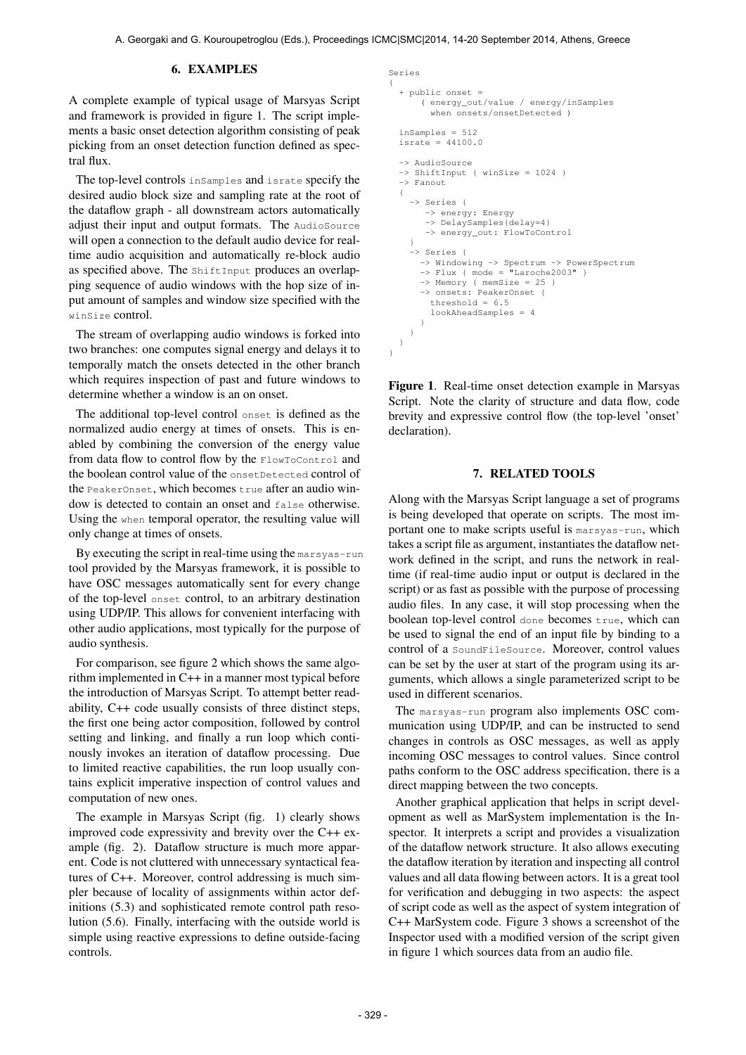## 6. EXAMPLES

A complete example of typical usage of Marsyas Script and framework is provided in figure 1. The script implements a basic onset detection algorithm consisting of peak picking from an onset detection function defined as spectral flux.

The top-level controls `inSamples` and `israte` specify the desired audio block size and sampling rate at the root of the dataflow graph - all downstream actors automatically adjust their input and output formats. The `AudioSource` will open a connection to the default audio device for real-time audio acquisition and automatically re-block audio as specified above. The `ShiftInput` produces an overlapping sequence of audio windows with the hop size of input amount of samples and window size specified with the `winSize` control.

The stream of overlapping audio windows is forked into two branches: one computes signal energy and delays it to temporally match the onsets detected in the other branch which requires inspection of past and future windows to determine whether a window is an on onset.

The additional top-level control `onset` is defined as the normalized audio energy at times of onsets. This is enabled by combining the conversion of the energy value from data flow to control flow by the `FlowToControl` and the boolean control value of the `onsetDetected` control of the `PeakerOnset`, which becomes `true` after an audio window is detected to contain an onset and `false` otherwise. Using the `when` temporal operator, the resulting value will only change at times of onsets.

By executing the script in real-time using the `marsyas-run` tool provided by the Marsyas framework, it is possible to have OSC messages automatically sent for every change of the top-level `onset` control, to an arbitrary destination using UDP/IP. This allows for convenient interfacing with other audio applications, most typically for the purpose of audio synthesis.

For comparison, see figure 2 which shows the same algorithm implemented in C++ in a manner most typical before the introduction of Marsyas Script. To attempt better readability, C++ code usually consists of three distinct steps, the first one being actor composition, followed by control setting and linking, and finally a run loop which continously invokes an iteration of dataflow processing. Due to limited reactive capabilities, the run loop usually contains explicit imperative inspection of control values and computation of new ones.

The example in Marsyas Script (fig. 1) clearly shows improved code expressivity and brevity over the C++ example (fig. 2). Dataflow structure is much more apparent. Code is not cluttered with unnecessary syntactical features of C++. Moreover, control addressing is much simpler because of locality of assignments within actor definitions (5.3) and sophisticated remote control path resolution (5.6). Finally, interfacing with the outside world is simple using reactive expressions to define outside-facing controls.

```
Series
{
  + public onset =
      ( energy_out/value / energy/inSamples
        when onsets/onsetDetected )

  inSamples = 512
  israte = 44100.0

  -> AudioSource
  -> ShiftInput { winSize = 1024 }
  -> Fanout
  {
    -> Series {
       -> energy: Energy
       -> DelaySamples{delay=4}
       -> energy_out: FlowToControl
    }
    -> Series {
      -> Windowing -> Spectrum -> PowerSpectrum
      -> Flux { mode = "Laroche2003" }
      -> Memory { memSize = 25 }
      -> onsets: PeakerOnset {
        threshold = 6.5
        lookAheadSamples = 4
      }
    }
  }
}
```

**Figure 1**. Real-time onset detection example in Marsyas Script. Note the clarity of structure and data flow, code brevity and expressive control flow (the top-level 'onset' declaration).

## 7. RELATED TOOLS

Along with the Marsyas Script language a set of programs is being developed that operate on scripts. The most important one to make scripts useful is `marsyas-run`, which takes a script file as argument, instantiates the dataflow network defined in the script, and runs the network in real-time (if real-time audio input or output is declared in the script) or as fast as possible with the purpose of processing audio files. In any case, it will stop processing when the boolean top-level control `done` becomes `true`, which can be used to signal the end of an input file by binding to a control of a `SoundFileSource`. Moreover, control values can be set by the user at start of the program using its arguments, which allows a single parameterized script to be used in different scenarios.

The `marsyas-run` program also implements OSC communication using UDP/IP, and can be instructed to send changes in controls as OSC messages, as well as apply incoming OSC messages to control values. Since control paths conform to the OSC address specification, there is a direct mapping between the two concepts.

Another graphical application that helps in script development as well as MarSystem implementation is the Inspector. It interprets a script and provides a visualization of the dataflow network structure. It also allows executing the dataflow iteration by iteration and inspecting all control values and all data flowing between actors. It is a great tool for verification and debugging in two aspects: the aspect of script code as well as the aspect of system integration of C++ MarSystem code. Figure 3 shows a screenshot of the Inspector used with a modified version of the script given in figure 1 which sources data from an audio file.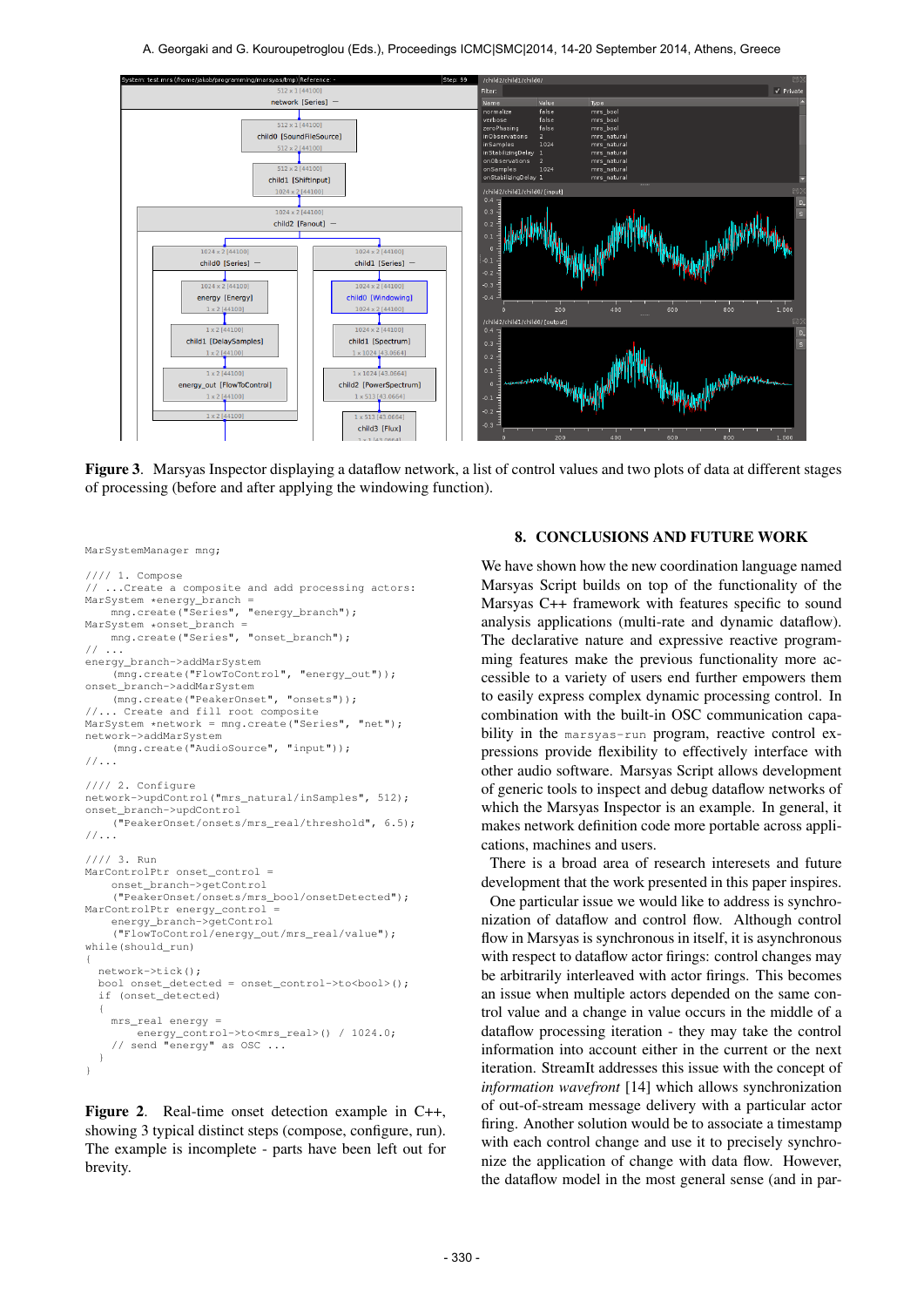**Figure 3**. Marsyas Inspector displaying a dataflow network, a list of control values and two plots of data at different stages of processing (before and after applying the windowing function).

```
MarSystemManager mng;

//// 1. Compose
// ...Create a composite and add processing actors:
MarSystem *energy_branch =
    mng.create("Series", "energy_branch");
MarSystem *onset_branch =
    mng.create("Series", "onset_branch");
// ...
energy_branch->addMarSystem
     (mng.create("FlowToControl", "energy_out"));
onset_branch->addMarSystem
     (mng.create("PeakerOnset", "onsets"));
//... Create and fill root composite
MarSystem *network = mng.create("Series", "net");
network->addMarSystem
     (mng.create("AudioSource", "input"));
//...

//// 2. Configure
network->updControl("mrs_natural/inSamples", 512);
onset_branch->updControl
     ("PeakerOnset/onsets/mrs_real/threshold", 6.5);
//...

//// 3. Run
MarControlPtr onset_control =
    onset_branch->getControl
    ("PeakerOnset/onsets/mrs_bool/onsetDetected");
MarControlPtr energy_control =
    energy_branch->getControl
    ("FlowToControl/energy_out/mrs_real/value");
while(should_run)
{
  network->tick();
  bool onset_detected = onset_control->to<bool>();
  if (onset_detected)
  {
    mrs_real energy =
        energy_control->to<mrs_real>() / 1024.0;
    // send "energy" as OSC ...
  }
}
```

**Figure 2**. Real-time onset detection example in C++, showing 3 typical distinct steps (compose, configure, run). The example is incomplete - parts have been left out for brevity.

## 8. CONCLUSIONS AND FUTURE WORK

We have shown how the new coordination language named Marsyas Script builds on top of the functionality of the Marsyas C++ framework with features specific to sound analysis applications (multi-rate and dynamic dataflow). The declarative nature and expressive reactive programming features make the previous functionality more accessible to a variety of users end further empowers them to easily express complex dynamic processing control. In combination with the built-in OSC communication capability in the `marsyas-run` program, reactive control expressions provide flexibility to effectively interface with other audio software. Marsyas Script allows development of generic tools to inspect and debug dataflow networks of which the Marsyas Inspector is an example. In general, it makes network definition code more portable across applications, machines and users.

There is a broad area of research interesets and future development that the work presented in this paper inspires.

One particular issue we would like to address is synchronization of dataflow and control flow. Although control flow in Marsyas is synchronous in itself, it is asynchronous with respect to dataflow actor firings: control changes may be arbitrarily interleaved with actor firings. This becomes an issue when multiple actors depended on the same control value and a change in value occurs in the middle of a dataflow processing iteration - they may take the control information into account either in the current or the next iteration. StreamIt addresses this issue with the concept of *information wavefront* [14] which allows synchronization of out-of-stream message delivery with a particular actor firing. Another solution would be to associate a timestamp with each control change and use it to precisely synchronize the application of change with data flow. However, the dataflow model in the most general sense (and in par-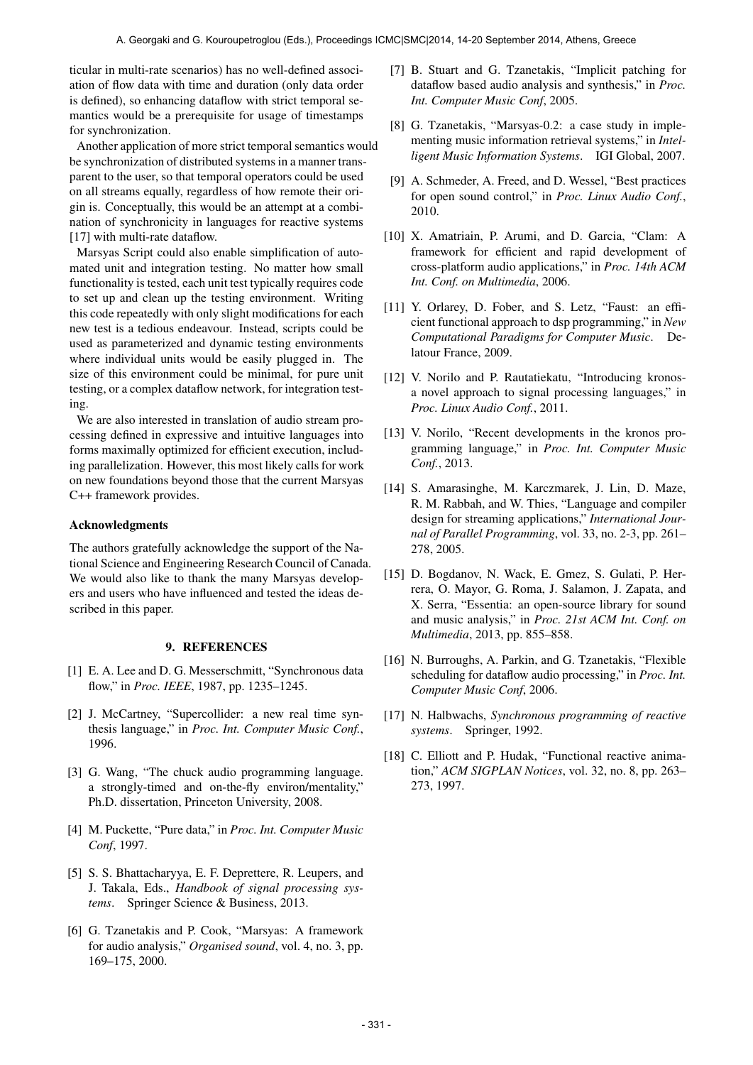ticular in multi-rate scenarios) has no well-defined association of flow data with time and duration (only data order is defined), so enhancing dataflow with strict temporal semantics would be a prerequisite for usage of timestamps for synchronization.

Another application of more strict temporal semantics would be synchronization of distributed systems in a manner transparent to the user, so that temporal operators could be used on all streams equally, regardless of how remote their origin is. Conceptually, this would be an attempt at a combination of synchronicity in languages for reactive systems [17] with multi-rate dataflow.

Marsyas Script could also enable simplification of automated unit and integration testing. No matter how small functionality is tested, each unit test typically requires code to set up and clean up the testing environment. Writing this code repeatedly with only slight modifications for each new test is a tedious endeavour. Instead, scripts could be used as parameterized and dynamic testing environments where individual units would be easily plugged in. The size of this environment could be minimal, for pure unit testing, or a complex dataflow network, for integration testing.

We are also interested in translation of audio stream processing defined in expressive and intuitive languages into forms maximally optimized for efficient execution, including parallelization. However, this most likely calls for work on new foundations beyond those that the current Marsyas C++ framework provides.

### Acknowledgments

The authors gratefully acknowledge the support of the National Science and Engineering Research Council of Canada. We would also like to thank the many Marsyas developers and users who have influenced and tested the ideas described in this paper.

## 9. REFERENCES

[1] E. A. Lee and D. G. Messerschmitt, "Synchronous data flow," in *Proc. IEEE*, 1987, pp. 1235–1245.

[2] J. McCartney, "Supercollider: a new real time synthesis language," in *Proc. Int. Computer Music Conf.*, 1996.

[3] G. Wang, "The chuck audio programming language. a strongly-timed and on-the-fly environ/mentality," Ph.D. dissertation, Princeton University, 2008.

[4] M. Puckette, "Pure data," in *Proc. Int. Computer Music Conf*, 1997.

[5] S. S. Bhattacharyya, E. F. Deprettere, R. Leupers, and J. Takala, Eds., *Handbook of signal processing systems*. Springer Science & Business, 2013.

[6] G. Tzanetakis and P. Cook, "Marsyas: A framework for audio analysis," *Organised sound*, vol. 4, no. 3, pp. 169–175, 2000.

[7] B. Stuart and G. Tzanetakis, "Implicit patching for dataflow based audio analysis and synthesis," in *Proc. Int. Computer Music Conf*, 2005.

[8] G. Tzanetakis, "Marsyas-0.2: a case study in implementing music information retrieval systems," in *Intelligent Music Information Systems*. IGI Global, 2007.

[9] A. Schmeder, A. Freed, and D. Wessel, "Best practices for open sound control," in *Proc. Linux Audio Conf.*, 2010.

[10] X. Amatriain, P. Arumi, and D. Garcia, "Clam: A framework for efficient and rapid development of cross-platform audio applications," in *Proc. 14th ACM Int. Conf. on Multimedia*, 2006.

[11] Y. Orlarey, D. Fober, and S. Letz, "Faust: an efficient functional approach to dsp programming," in *New Computational Paradigms for Computer Music*. Delatour France, 2009.

[12] V. Norilo and P. Rautatiekatu, "Introducing kronos-a novel approach to signal processing languages," in *Proc. Linux Audio Conf.*, 2011.

[13] V. Norilo, "Recent developments in the kronos programming language," in *Proc. Int. Computer Music Conf.*, 2013.

[14] S. Amarasinghe, M. Karczmarek, J. Lin, D. Maze, R. M. Rabbah, and W. Thies, "Language and compiler design for streaming applications," *International Journal of Parallel Programming*, vol. 33, no. 2-3, pp. 261–278, 2005.

[15] D. Bogdanov, N. Wack, E. Gmez, S. Gulati, P. Herrera, O. Mayor, G. Roma, J. Salamon, J. Zapata, and X. Serra, "Essentia: an open-source library for sound and music analysis," in *Proc. 21st ACM Int. Conf. on Multimedia*, 2013, pp. 855–858.

[16] N. Burroughs, A. Parkin, and G. Tzanetakis, "Flexible scheduling for dataflow audio processing," in *Proc. Int. Computer Music Conf*, 2006.

[17] N. Halbwachs, *Synchronous programming of reactive systems*. Springer, 1992.

[18] C. Elliott and P. Hudak, "Functional reactive animation," *ACM SIGPLAN Notices*, vol. 32, no. 8, pp. 263–273, 1997.